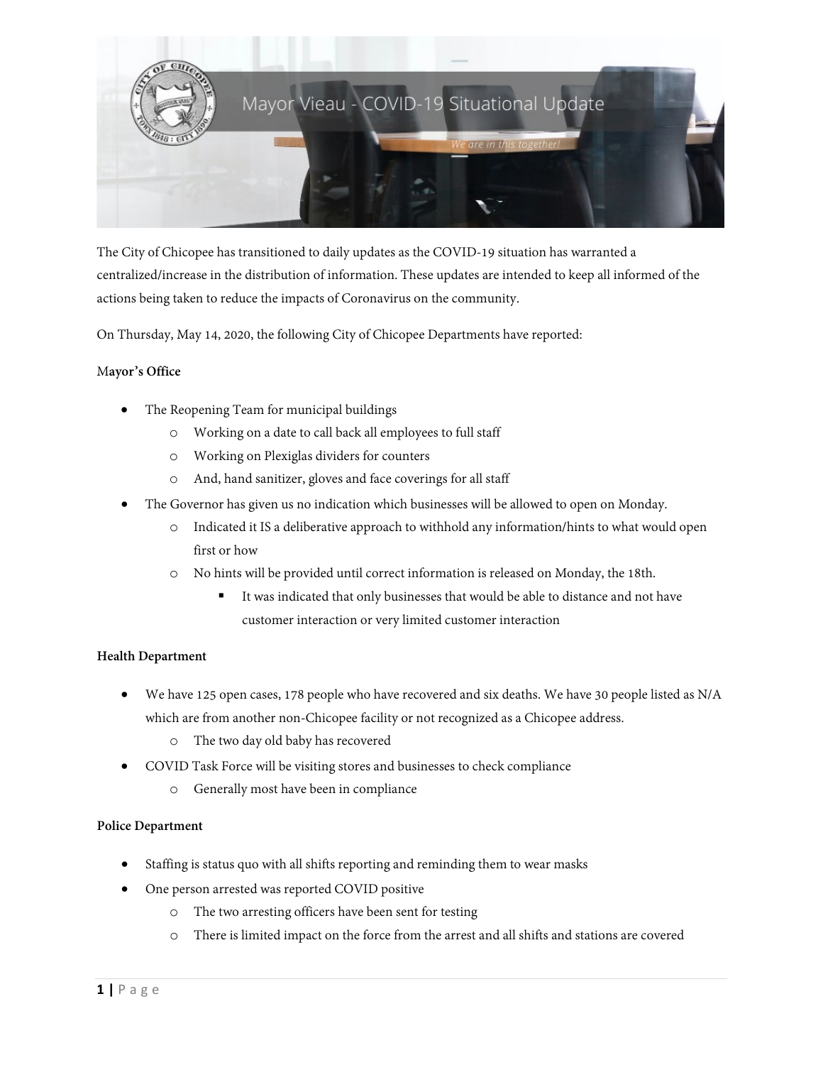# Mayor Vieau - COVID-19 Situational Update

*We are in this together!*

The City of Chicopee has transitioned to daily updates as the COVID-19 situation has warranted a centralized/increase in the distribution of information. These updates are intended to keep all informed of the actions being taken to reduce the impacts of Coronavirus on the community.

On Thursday, May 14, 2020, the following City of Chicopee Departments have reported:

**Mayor's Office**

- The Reopening Team for municipal buildings
  - Working on a date to call back all employees to full staff
  - Working on Plexiglas dividers for counters
  - And, hand sanitizer, gloves and face coverings for all staff
- The Governor has given us no indication which businesses will be allowed to open on Monday.
  - Indicated it IS a deliberative approach to withhold any information/hints to what would open first or how
  - No hints will be provided until correct information is released on Monday, the 18th.
    - It was indicated that only businesses that would be able to distance and not have customer interaction or very limited customer interaction

**Health Department**

- We have 125 open cases, 178 people who have recovered and six deaths. We have 30 people listed as N/A which are from another non-Chicopee facility or not recognized as a Chicopee address.
  - The two day old baby has recovered
- COVID Task Force will be visiting stores and businesses to check compliance
  - Generally most have been in compliance

**Police Department**

- Staffing is status quo with all shifts reporting and reminding them to wear masks
- One person arrested was reported COVID positive
  - The two arresting officers have been sent for testing
  - There is limited impact on the force from the arrest and all shifts and stations are covered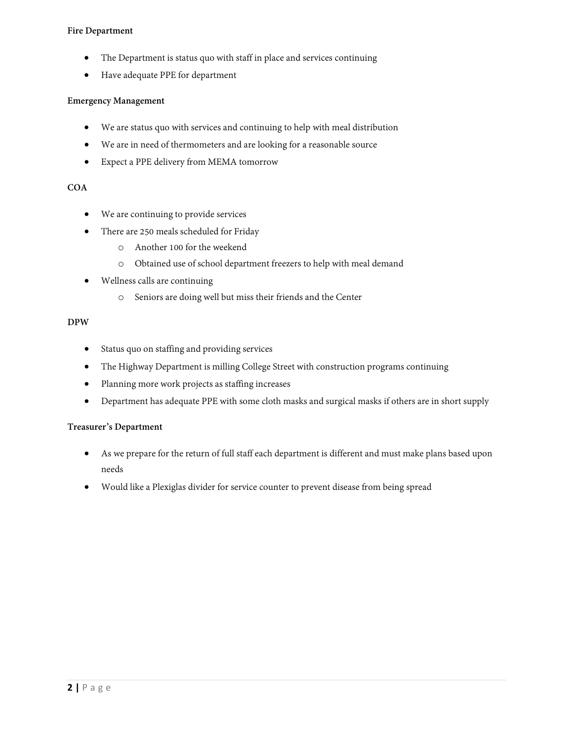**Fire Department**

- The Department is status quo with staff in place and services continuing
- Have adequate PPE for department

**Emergency Management**

- We are status quo with services and continuing to help with meal distribution
- We are in need of thermometers and are looking for a reasonable source
- Expect a PPE delivery from MEMA tomorrow

**COA**

- We are continuing to provide services
- There are 250 meals scheduled for Friday
  - Another 100 for the weekend
  - Obtained use of school department freezers to help with meal demand
- Wellness calls are continuing
  - Seniors are doing well but miss their friends and the Center

**DPW**

- Status quo on staffing and providing services
- The Highway Department is milling College Street with construction programs continuing
- Planning more work projects as staffing increases
- Department has adequate PPE with some cloth masks and surgical masks if others are in short supply

**Treasurer's Department**

- As we prepare for the return of full staff each department is different and must make plans based upon needs
- Would like a Plexiglas divider for service counter to prevent disease from being spread